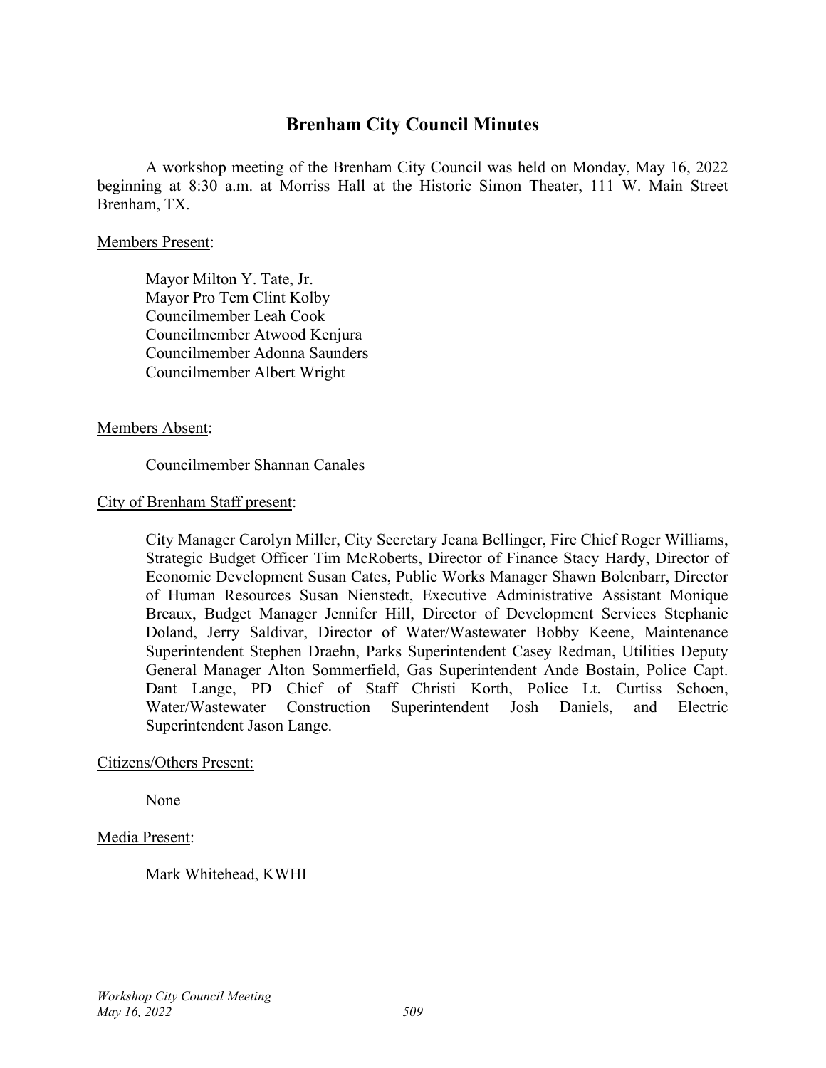# Brenham City Council Minutes

A workshop meeting of the Brenham City Council was held on Monday, May 16, 2022 beginning at 8:30 a.m. at Morriss Hall at the Historic Simon Theater, 111 W. Main Street Brenham, TX.

Members Present:

Mayor Milton Y. Tate, Jr.
Mayor Pro Tem Clint Kolby
Councilmember Leah Cook
Councilmember Atwood Kenjura
Councilmember Adonna Saunders
Councilmember Albert Wright

Members Absent:

Councilmember Shannan Canales

City of Brenham Staff present:

City Manager Carolyn Miller, City Secretary Jeana Bellinger, Fire Chief Roger Williams, Strategic Budget Officer Tim McRoberts, Director of Finance Stacy Hardy, Director of Economic Development Susan Cates, Public Works Manager Shawn Bolenbarr, Director of Human Resources Susan Nienstedt, Executive Administrative Assistant Monique Breaux, Budget Manager Jennifer Hill, Director of Development Services Stephanie Doland, Jerry Saldivar, Director of Water/Wastewater Bobby Keene, Maintenance Superintendent Stephen Draehn, Parks Superintendent Casey Redman, Utilities Deputy General Manager Alton Sommerfield, Gas Superintendent Ande Bostain, Police Capt. Dant Lange, PD Chief of Staff Christi Korth, Police Lt. Curtiss Schoen, Water/Wastewater Construction Superintendent Josh Daniels, and Electric Superintendent Jason Lange.

Citizens/Others Present:

None

Media Present:

Mark Whitehead, KWHI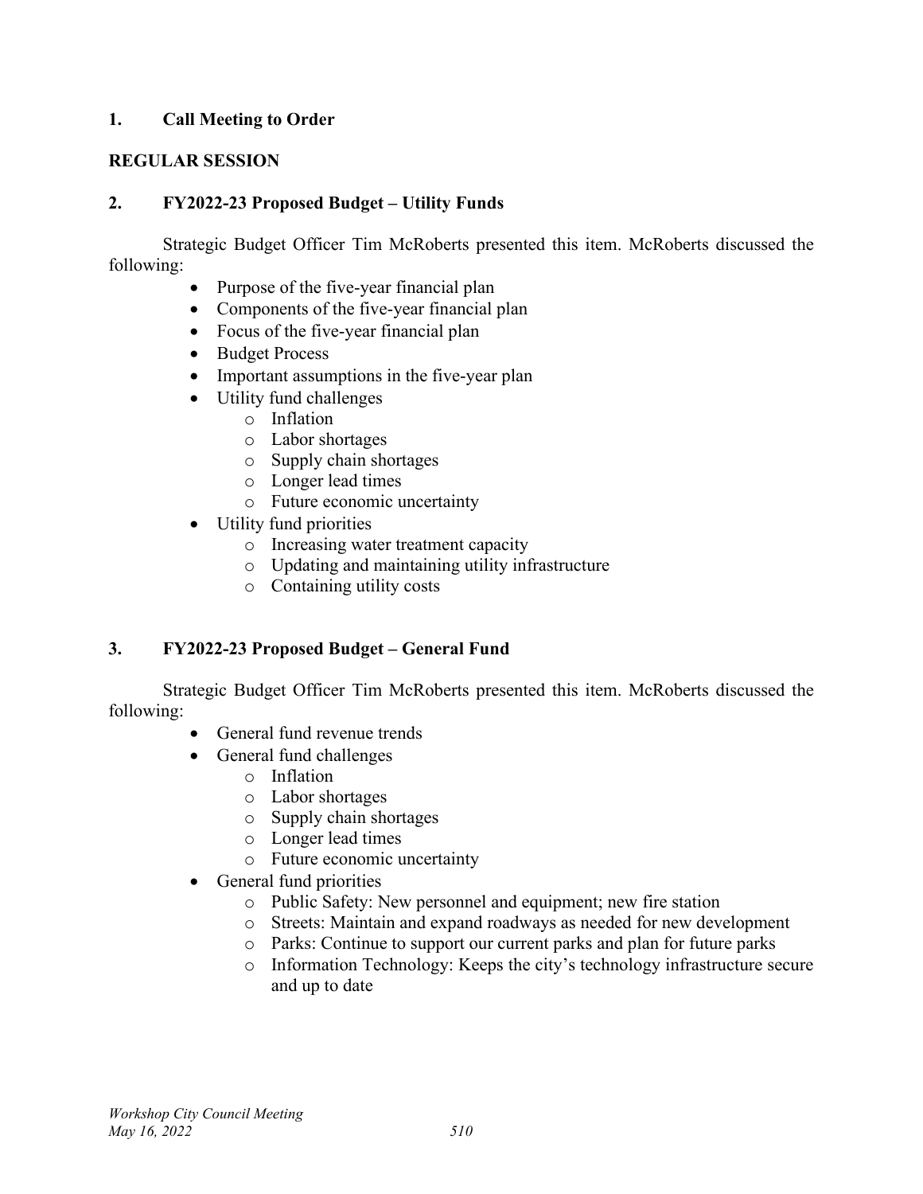**1. Call Meeting to Order**

**REGULAR SESSION**

**2. FY2022-23 Proposed Budget – Utility Funds**

Strategic Budget Officer Tim McRoberts presented this item. McRoberts discussed the following:

- Purpose of the five-year financial plan
- Components of the five-year financial plan
- Focus of the five-year financial plan
- Budget Process
- Important assumptions in the five-year plan
- Utility fund challenges
  - Inflation
  - Labor shortages
  - Supply chain shortages
  - Longer lead times
  - Future economic uncertainty
- Utility fund priorities
  - Increasing water treatment capacity
  - Updating and maintaining utility infrastructure
  - Containing utility costs

**3. FY2022-23 Proposed Budget – General Fund**

Strategic Budget Officer Tim McRoberts presented this item. McRoberts discussed the following:

- General fund revenue trends
- General fund challenges
  - Inflation
  - Labor shortages
  - Supply chain shortages
  - Longer lead times
  - Future economic uncertainty
- General fund priorities
  - Public Safety: New personnel and equipment; new fire station
  - Streets: Maintain and expand roadways as needed for new development
  - Parks: Continue to support our current parks and plan for future parks
  - Information Technology: Keeps the city's technology infrastructure secure and up to date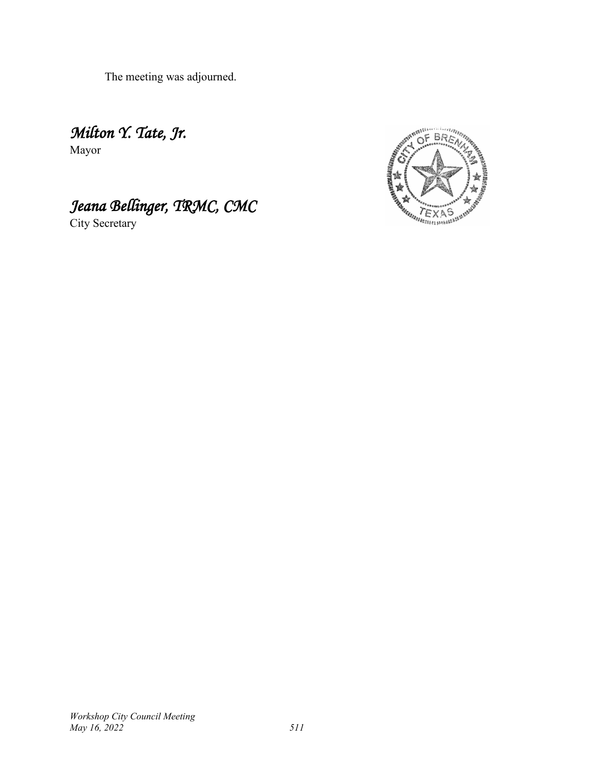The meeting was adjourned.

*Milton Y. Tate, Jr.*
Mayor

*Jeana Bellinger, TRMC, CMC*
City Secretary